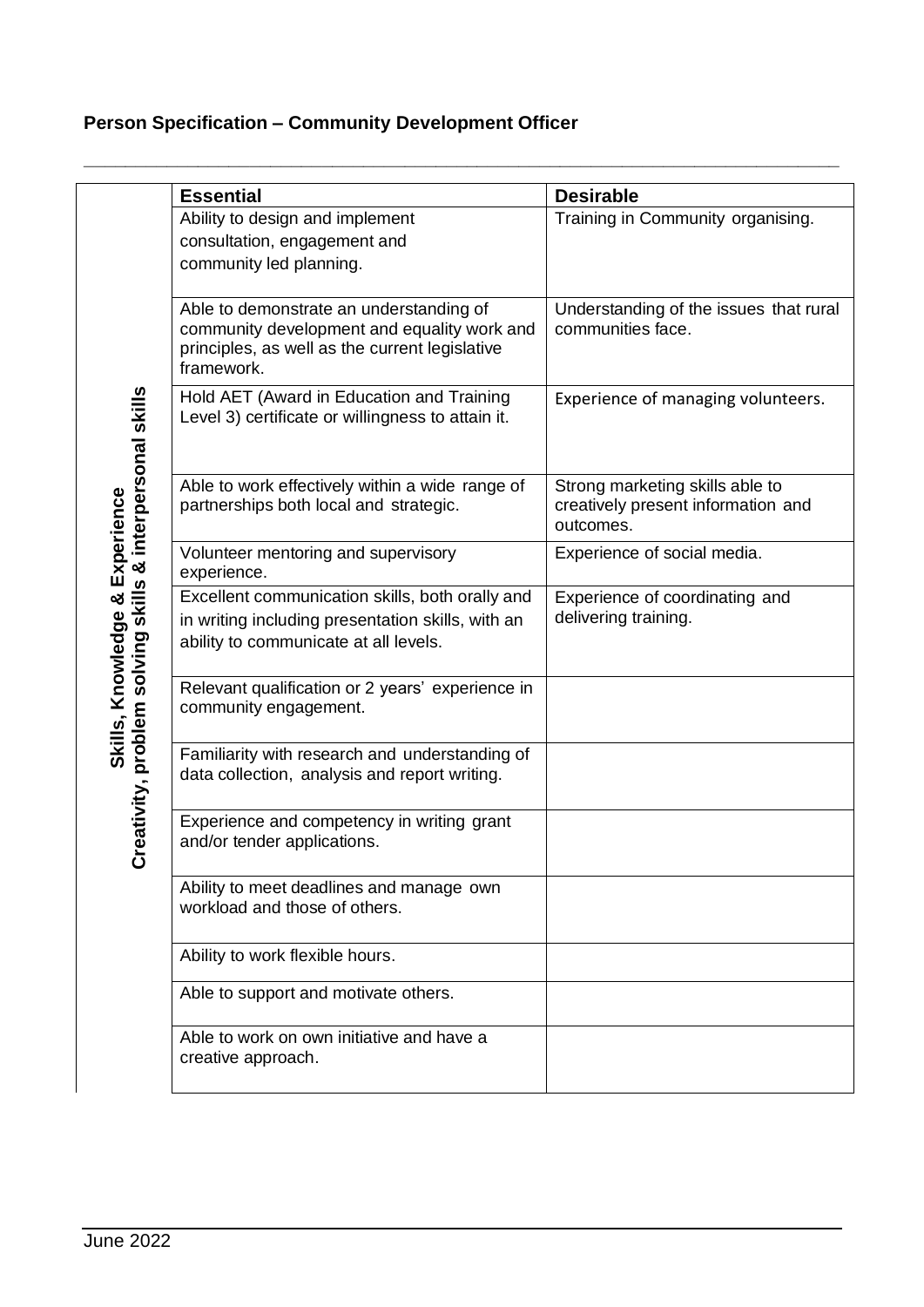**Person Specification – Community Development Officer**

| Skills, Knowledge & Experience / Creativity, problem solving skills & interpersonal skills | Essential | Desirable |
|---|---|---|
| | Ability to design and implement consultation, engagement and community led planning. | Training in Community organising. |
| | Able to demonstrate an understanding of community development and equality work and principles, as well as the current legislative framework. | Understanding of the issues that rural communities face. |
| | Hold AET (Award in Education and Training Level 3) certificate or willingness to attain it. | Experience of managing volunteers. |
| | Able to work effectively within a wide range of partnerships both local and strategic. | Strong marketing skills able to creatively present information and outcomes. |
| | Volunteer mentoring and supervisory experience. | Experience of social media. |
| | Excellent communication skills, both orally and in writing including presentation skills, with an ability to communicate at all levels. | Experience of coordinating and delivering training. |
| | Relevant qualification or 2 years' experience in community engagement. | |
| | Familiarity with research and understanding of data collection, analysis and report writing. | |
| | Experience and competency in writing grant and/or tender applications. | |
| | Ability to meet deadlines and manage own workload and those of others. | |
| | Ability to work flexible hours. | |
| | Able to support and motivate others. | |
| | Able to work on own initiative and have a creative approach. | |

June 2022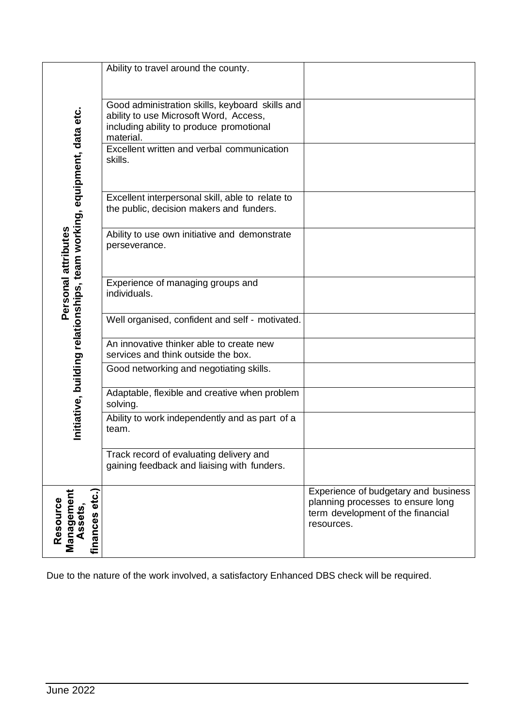| | | |
|---|---|---|
| **Personal attributes Initiative, building relationships, team working, equipment, data etc.** | Ability to travel around the county. | |
| | Good administration skills, keyboard skills and ability to use Microsoft Word, Access, including ability to produce promotional material. | |
| | Excellent written and verbal communication skills. | |
| | Excellent interpersonal skill, able to relate to the public, decision makers and funders. | |
| | Ability to use own initiative and demonstrate perseverance. | |
| | Experience of managing groups and individuals. | |
| | Well organised, confident and self - motivated. | |
| | An innovative thinker able to create new services and think outside the box. | |
| | Good networking and negotiating skills. | |
| | Adaptable, flexible and creative when problem solving. | |
| | Ability to work independently and as part of a team. | |
| | Track record of evaluating delivery and gaining feedback and liaising with funders. | |
| **Resource Management Assets, finances etc.)** | | Experience of budgetary and business planning processes to ensure long term development of the financial resources. |

Due to the nature of the work involved, a satisfactory Enhanced DBS check will be required.

June 2022